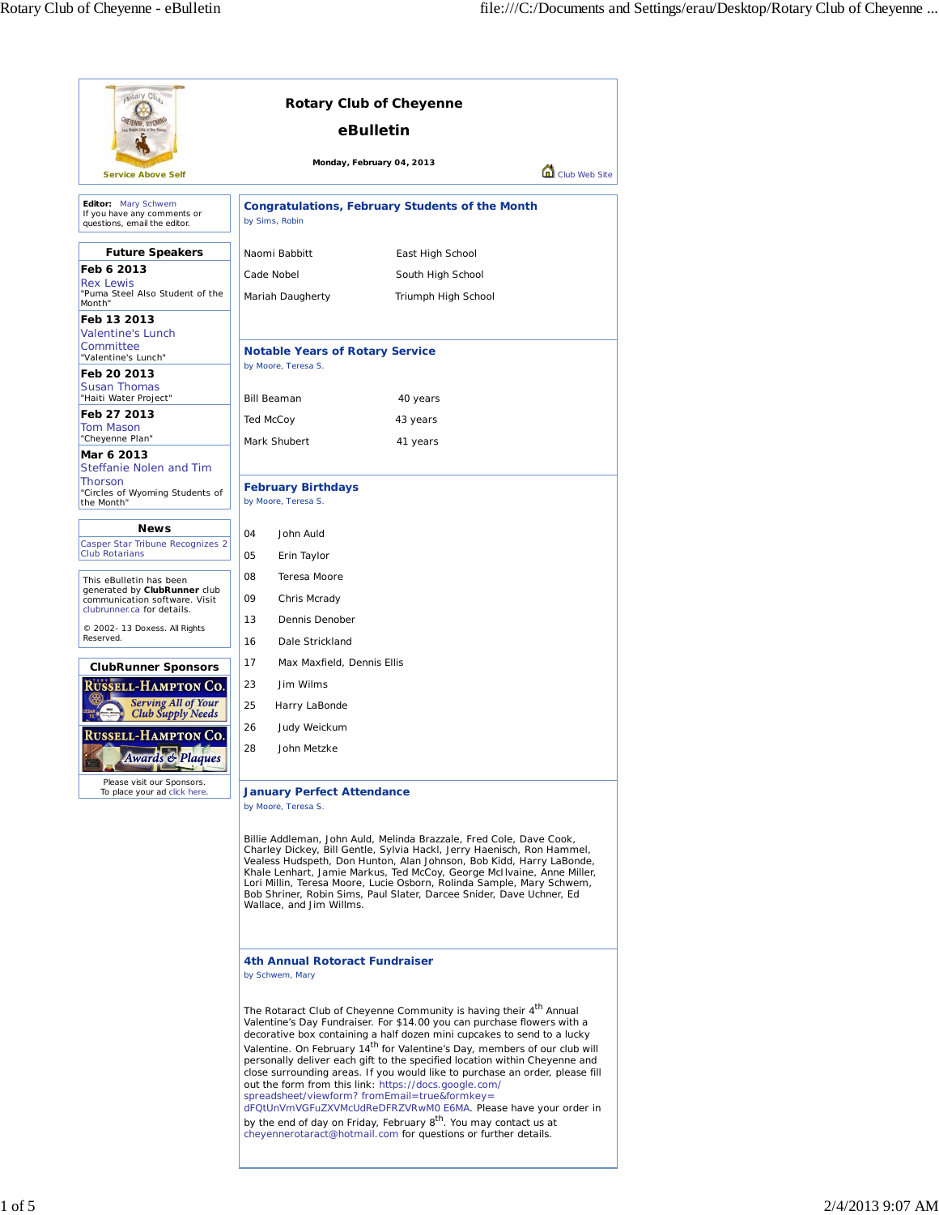# Rotary Club of Cheyenne

## eBulletin

**Monday, February 04, 2013**

Service Above Self

Club Web Site

**Editor:** Mary Schwem
If you have any comments or questions, email the editor.

### Future Speakers

**Feb 6 2013**
Rex Lewis
"Puma Steel Also Student of the Month"

**Feb 13 2013**
Valentine's Lunch Committee
"Valentine's Lunch"

**Feb 20 2013**
Susan Thomas
"Haiti Water Project"

**Feb 27 2013**
Tom Mason
"Cheyenne Plan"

**Mar 6 2013**
Steffanie Nolen and Tim Thorson
"Circles of Wyoming Students of the Month"

### News

Casper Star Tribune Recognizes 2 Club Rotarians

This eBulletin has been generated by **ClubRunner** club communication software. Visit clubrunner.ca for details.

© 2002- 13 Doxess. All Rights Reserved.

### ClubRunner Sponsors

Russell-Hampton Co. Serving All of Your Club Supply Needs

Russell-Hampton Co. Awards & Plaques

Please visit our Sponsors.
To place your ad click here.

## Congratulations, February Students of the Month

by Sims, Robin

| | |
|---|---|
| Naomi Babbitt | East High School |
| Cade Nobel | South High School |
| Mariah Daugherty | Triumph High School |

## Notable Years of Rotary Service

by Moore, Teresa S.

| | |
|---|---|
| Bill Beaman | 40 years |
| Ted McCoy | 43 years |
| Mark Shubert | 41 years |

## February Birthdays

by Moore, Teresa S.

| | |
|---|---|
| 04 | John Auld |
| 05 | Erin Taylor |
| 08 | Teresa Moore |
| 09 | Chris Mcrady |
| 13 | Dennis Denober |
| 16 | Dale Strickland |
| 17 | Max Maxfield, Dennis Ellis |
| 23 | Jim Wilms |
| 25 | Harry LaBonde |
| 26 | Judy Weickum |
| 28 | John Metzke |

## January Perfect Attendance

by Moore, Teresa S.

Billie Addleman, John Auld, Melinda Brazzale, Fred Cole, Dave Cook, Charley Dickey, Bill Gentle, Sylvia Hackl, Jerry Haenisch, Ron Hammel, Vealess Hudspeth, Don Hunton, Alan Johnson, Bob Kidd, Harry LaBonde, Khale Lenhart, Jamie Markus, Ted McCoy, George McIlvaine, Anne Miller, Lori Millin, Teresa Moore, Lucie Osborn, Rolinda Sample, Mary Schwem, Bob Shriner, Robin Sims, Paul Slater, Darcee Snider, Dave Uchner, Ed Wallace, and Jim Willms.

## 4th Annual Rotaract Fundraiser

by Schwem, Mary

The Rotaract Club of Cheyenne Community is having their 4th Annual Valentine's Day Fundraiser. For $14.00 you can purchase flowers with a decorative box containing a half dozen mini cupcakes to send to a lucky Valentine. On February 14th for Valentine's Day, members of our club will personally deliver each gift to the specified location within Cheyenne and close surrounding areas. If you would like to purchase an order, please fill out the form from this link: https://docs.google.com/spreadsheet/viewform?fromEmail=true&formkey=dFQtUnVmVGFuZXVMcUdReDFRZVRwM0E6MA. Please have your order in by the end of day on Friday, February 8th. You may contact us at cheyennerotaract@hotmail.com for questions or further details.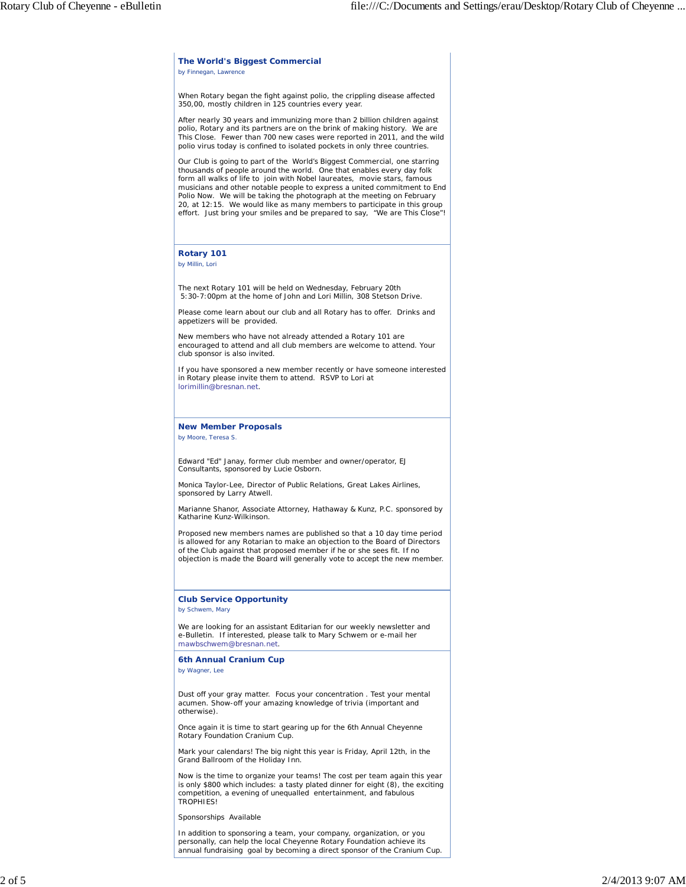## The World's Biggest Commercial

by Finnegan, Lawrence

When Rotary began the fight against polio, the crippling disease affected 350,00, mostly children in 125 countries every year.

After nearly 30 years and immunizing more than 2 billion children against polio, Rotary and its partners are on the brink of making history. We are This Close. Fewer than 700 new cases were reported in 2011, and the wild polio virus today is confined to isolated pockets in only three countries.

Our Club is going to part of the World's Biggest Commercial, one starring thousands of people around the world. One that enables every day folk form all walks of life to join with Nobel laureates, movie stars, famous musicians and other notable people to express a united commitment to End Polio Now. We will be taking the photograph at the meeting on February 20, at 12:15. We would like as many members to participate in this group effort. Just bring your smiles and be prepared to say, "We are This Close"!

## Rotary 101

by Millin, Lori

The next Rotary 101 will be held on Wednesday, February 20th 5:30-7:00pm at the home of John and Lori Millin, 308 Stetson Drive.

Please come learn about our club and all Rotary has to offer. Drinks and appetizers will be provided.

New members who have not already attended a Rotary 101 are encouraged to attend and all club members are welcome to attend. Your club sponsor is also invited.

If you have sponsored a new member recently or have someone interested in Rotary please invite them to attend. RSVP to Lori at lorimillin@bresnan.net.

## New Member Proposals

by Moore, Teresa S.

Edward "Ed" Janay, former club member and owner/operator, EJ Consultants, sponsored by Lucie Osborn.

Monica Taylor-Lee, Director of Public Relations, Great Lakes Airlines, sponsored by Larry Atwell.

Marianne Shanor, Associate Attorney, Hathaway & Kunz, P.C. sponsored by Katharine Kunz-Wilkinson.

Proposed new members names are published so that a 10 day time period is allowed for any Rotarian to make an objection to the Board of Directors of the Club against that proposed member if he or she sees fit. If no objection is made the Board will generally vote to accept the new member.

## Club Service Opportunity

by Schwem, Mary

We are looking for an assistant Editarian for our weekly newsletter and e-Bulletin. If interested, please talk to Mary Schwem or e-mail her mawbschwem@bresnan.net.

## 6th Annual Cranium Cup

by Wagner, Lee

Dust off your gray matter. Focus your concentration . Test your mental acumen. Show-off your amazing knowledge of trivia (important and otherwise).

Once again it is time to start gearing up for the 6th Annual Cheyenne Rotary Foundation Cranium Cup.

Mark your calendars! The big night this year is Friday, April 12th, in the Grand Ballroom of the Holiday Inn.

Now is the time to organize your teams! The cost per team again this year is only $800 which includes: a tasty plated dinner for eight (8), the exciting competition, a evening of unequalled entertainment, and fabulous TROPHIES!

Sponsorships Available

In addition to sponsoring a team, your company, organization, or you personally, can help the local Cheyenne Rotary Foundation achieve its annual fundraising goal by becoming a direct sponsor of the Cranium Cup.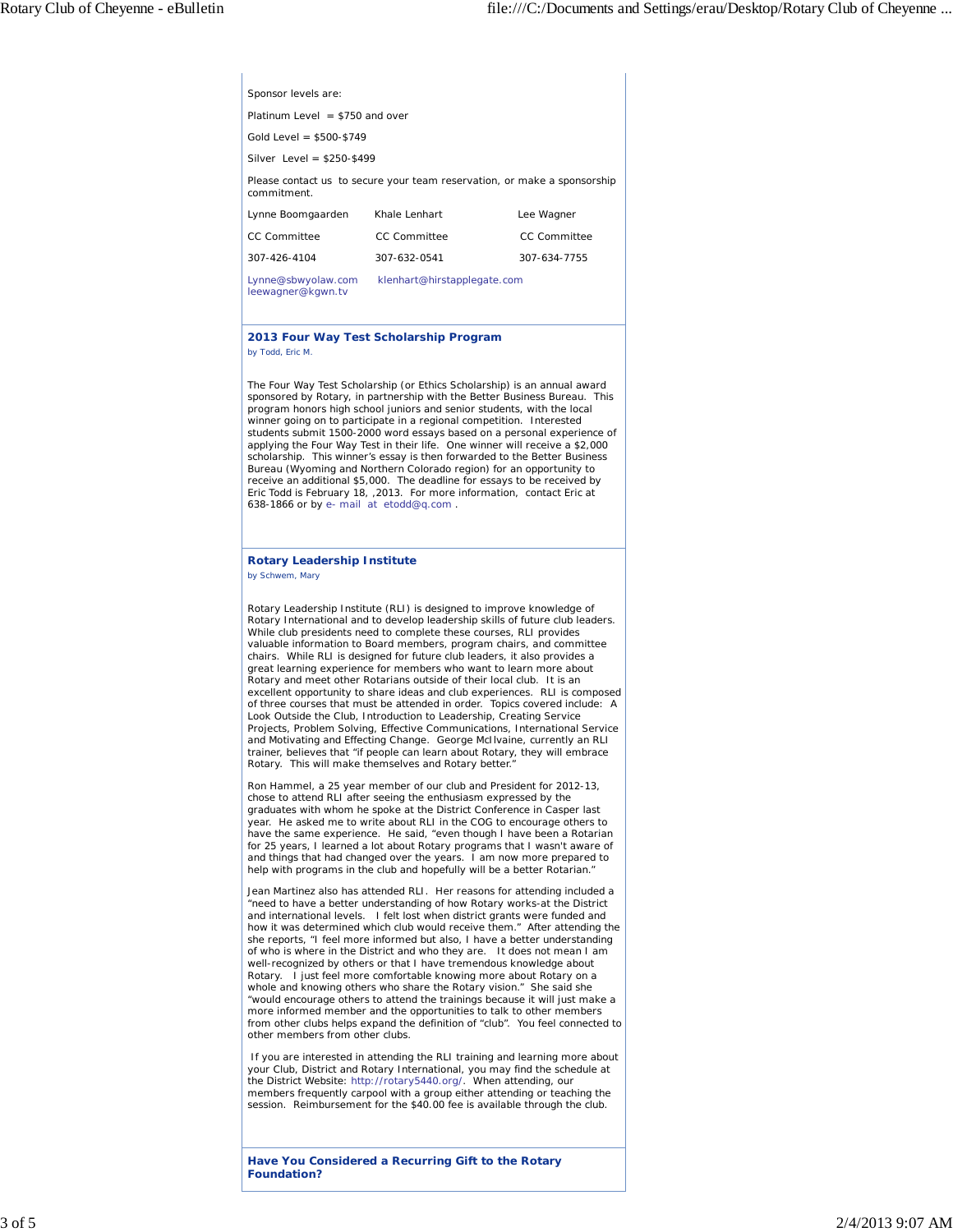Sponsor levels are:

Platinum Level = $750 and over

Gold Level = $500-$749

Silver Level = $250-$499

Please contact us to secure your team reservation, or make a sponsorship commitment.

| Lynne Boomgaarden | Khale Lenhart | Lee Wagner |
|---|---|---|
| CC Committee | CC Committee | CC Committee |
| 307-426-4104 | 307-632-0541 | 307-634-7755 |
| Lynne@sbwyolaw.com | klenhart@hirstapplegate.com | leewagner@kgwn.tv |

### 2013 Four Way Test Scholarship Program

by Todd, Eric M.

The Four Way Test Scholarship (or Ethics Scholarship) is an annual award sponsored by Rotary, in partnership with the Better Business Bureau. This program honors high school juniors and senior students, with the local winner going on to participate in a regional competition. Interested students submit 1500-2000 word essays based on a personal experience of applying the Four Way Test in their life. One winner will receive a $2,000 scholarship. This winner's essay is then forwarded to the Better Business Bureau (Wyoming and Northern Colorado region) for an opportunity to receive an additional $5,000. The deadline for essays to be received by Eric Todd is February 18, ,2013. For more information, contact Eric at 638-1866 or by e- mail at etodd@q.com .

### Rotary Leadership Institute

by Schwem, Mary

Rotary Leadership Institute (RLI) is designed to improve knowledge of Rotary International and to develop leadership skills of future club leaders. While club presidents need to complete these courses, RLI provides valuable information to Board members, program chairs, and committee chairs. While RLI is designed for future club leaders, it also provides a great learning experience for members who want to learn more about Rotary and meet other Rotarians outside of their local club. It is an excellent opportunity to share ideas and club experiences. RLI is composed of three courses that must be attended in order. Topics covered include: A Look Outside the Club, Introduction to Leadership, Creating Service Projects, Problem Solving, Effective Communications, International Service and Motivating and Effecting Change. George McIlvaine, currently an RLI trainer, believes that "if people can learn about Rotary, they will embrace Rotary. This will make themselves and Rotary better."

Ron Hammel, a 25 year member of our club and President for 2012-13, chose to attend RLI after seeing the enthusiasm expressed by the graduates with whom he spoke at the District Conference in Casper last year. He asked me to write about RLI in the COG to encourage others to have the same experience. He said, "even though I have been a Rotarian for 25 years, I learned a lot about Rotary programs that I wasn't aware of and things that had changed over the years. I am now more prepared to help with programs in the club and hopefully will be a better Rotarian."

Jean Martinez also has attended RLI. Her reasons for attending included a "need to have a better understanding of how Rotary works-at the District and international levels. I felt lost when district grants were funded and how it was determined which club would receive them." After attending the she reports, "I feel more informed but also, I have a better understanding of who is where in the District and who they are. It does not mean I am well-recognized by others or that I have tremendous knowledge about Rotary. I just feel more comfortable knowing more about Rotary on a whole and knowing others who share the Rotary vision." She said she "would encourage others to attend the trainings because it will just make a more informed member and the opportunities to talk to other members from other clubs helps expand the definition of "club". You feel connected to other members from other clubs.

If you are interested in attending the RLI training and learning more about your Club, District and Rotary International, you may find the schedule at the District Website: http://rotary5440.org/. When attending, our members frequently carpool with a group either attending or teaching the session. Reimbursement for the $40.00 fee is available through the club.

### Have You Considered a Recurring Gift to the Rotary Foundation?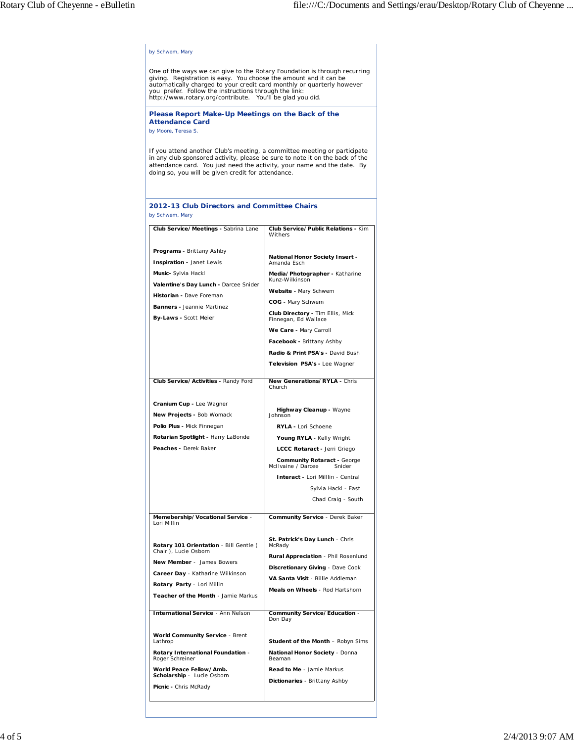by Schwem, Mary

One of the ways we can give to the Rotary Foundation is through recurring giving. Registration is easy. You choose the amount and it can be automatically charged to your credit card monthly or quarterly however you prefer. Follow the instructions through the link: http://www.rotary.org/contribute. You'll be glad you did.

### Please Report Make-Up Meetings on the Back of the Attendance Card

by Moore, Teresa S.

If you attend another Club's meeting, a committee meeting or participate in any club sponsored activity, please be sure to note it on the back of the attendance card. You just need the activity, your name and the date. By doing so, you will be given credit for attendance.

### 2012-13 Club Directors and Committee Chairs

by Schwem, Mary

| | |
|---|---|
| **Club Service/Meetings -** Sabrina Lane<br><br>**Programs -** Brittany Ashby<br>**Inspiration -** Janet Lewis<br>**Music-** Sylvia Hackl<br>**Valentine's Day Lunch -** Darcee Snider<br>**Historian -** Dave Foreman<br>**Banners -** Jeannie Martinez<br>**By-Laws -** Scott Meier | **Club Service/Public Relations -** Kim Withers<br><br>**National Honor Society Insert -** Amanda Esch<br>**Media/Photographer -** Katharine Kunz-Wilkinson<br>**Website -** Mary Schwem<br>**COG -** Mary Schwem<br>**Club Directory -** Tim Ellis, Mick Finnegan, Ed Wallace<br>**We Care -** Mary Carroll<br>**Facebook -** Brittany Ashby<br>**Radio & Print PSA's -** David Bush<br>**Television PSA's -** Lee Wagner |
| **Club Service/Activities -** Randy Ford<br><br>**Cranium Cup -** Lee Wagner<br>**New Projects -** Bob Womack<br>**Polio Plus -** Mick Finnegan<br>**Rotarian Spotlight -** Harry LaBonde<br>**Peaches -** Derek Baker | **New Generations/RYLA -** Chris Church<br><br>**Highway Cleanup -** Wayne Johnson<br>**RYLA -** Lori Schoene<br>**Young RYLA -** Kelly Wright<br>**LCCC Rotaract -** Jerri Griego<br>**Community Rotaract -** George McIlvaine / Darcee Snider<br>**Interact -** Lori Milllin - Central<br>Sylvia Hackl - East<br>Chad Craig - South |
| **Memebership/Vocational Service** - Lori Millin<br><br>**Rotary 101 Orientation** - Bill Gentle ( Chair ), Lucie Osborn<br>**New Member** - James Bowers<br>**Career Day** - Katharine Wilkinson<br>**Rotary Party** - Lori Millin<br>**Teacher of the Month** - Jamie Markus | **Community Service** - Derek Baker<br><br>**St. Patrick's Day Lunch** - Chris McRady<br>**Rural Appreciation** - Phil Rosenlund<br>**Discretionary Giving** - Dave Cook<br>**VA Santa Visit** - Billie Addleman<br>**Meals on Wheels** - Rod Hartshorn |
| **International Service** - Ann Nelson<br><br>**World Community Service** - Brent Lathrop<br>**Rotary International Foundation** - Roger Schreiner<br>**World Peace Fellow/Amb. Scholarship** - Lucie Osborn<br>**Picnic -** Chris McRady | **Community Service/Education** - Don Day<br><br>**Student of the Month** – Robyn Sims<br>**National Honor Society** - Donna Beaman<br>**Read to Me** - Jamie Markus<br>**Dictionaries** - Brittany Ashby |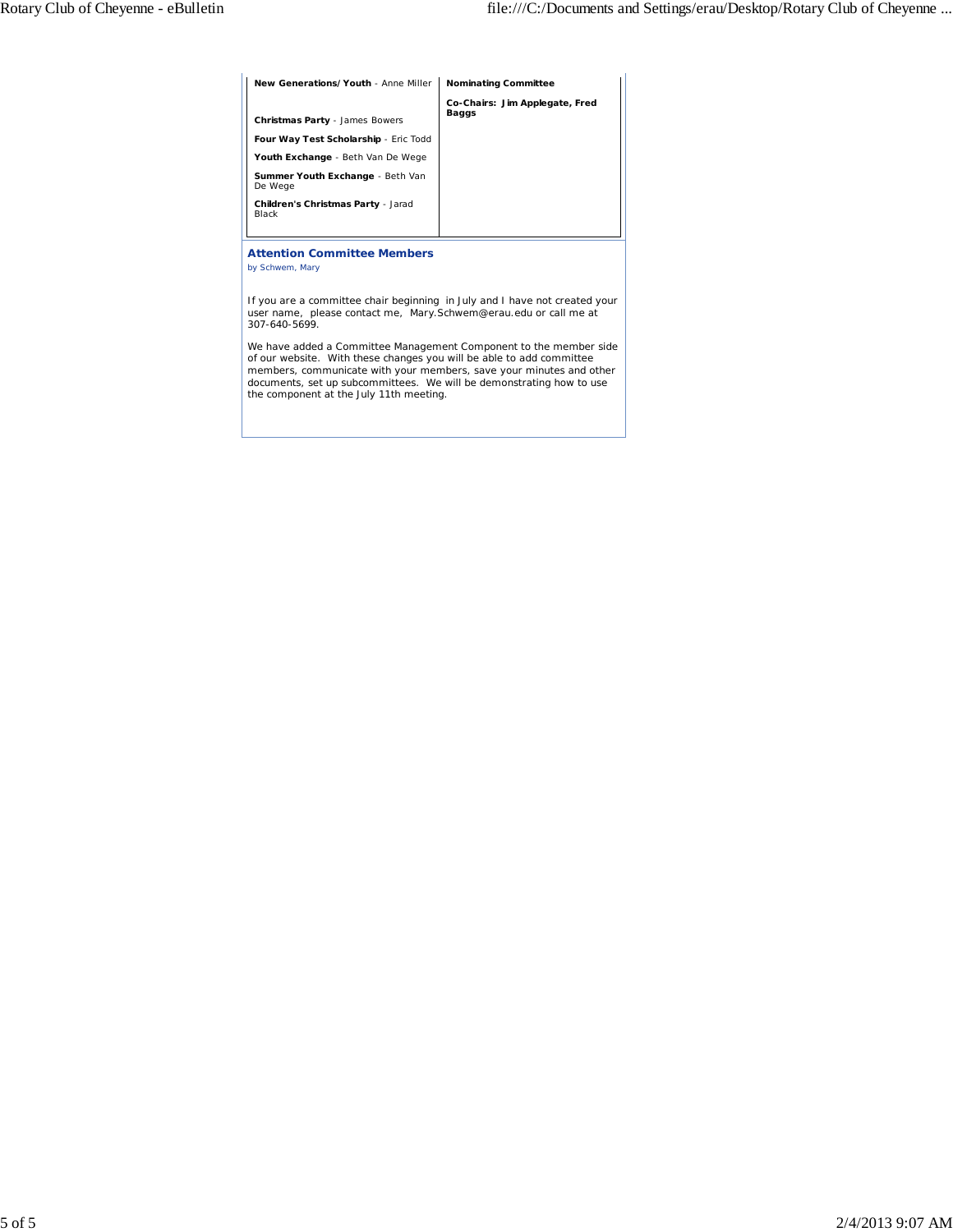**New Generations/Youth** - Anne Miller

**Christmas Party** - James Bowers

**Four Way Test Scholarship** - Eric Todd

**Youth Exchange** - Beth Van De Wege

**Summer Youth Exchange** - Beth Van De Wege

**Children's Christmas Party** - Jarad Black

**Nominating Committee**

**Co-Chairs: Jim Applegate, Fred Baggs**

### Attention Committee Members

by Schwem, Mary

If you are a committee chair beginning in July and I have not created your user name, please contact me, Mary.Schwem@erau.edu or call me at 307-640-5699.

We have added a Committee Management Component to the member side of our website. With these changes you will be able to add committee members, communicate with your members, save your minutes and other documents, set up subcommittees. We will be demonstrating how to use the component at the July 11th meeting.